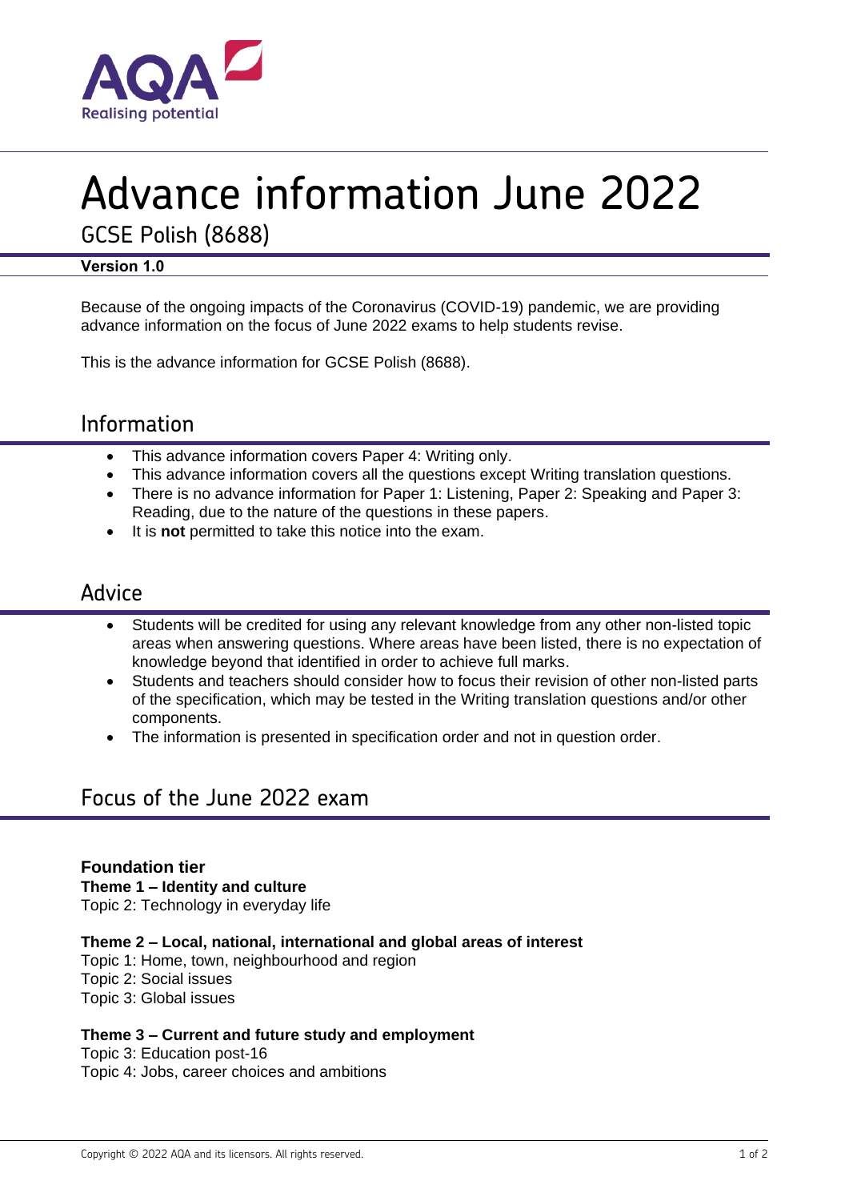# Advance information June 2022

GCSE Polish (8688)

**Version 1.0**

Because of the ongoing impacts of the Coronavirus (COVID-19) pandemic, we are providing advance information on the focus of June 2022 exams to help students revise.

This is the advance information for GCSE Polish (8688).

## Information

- This advance information covers Paper 4: Writing only.
- This advance information covers all the questions except Writing translation questions.
- There is no advance information for Paper 1: Listening, Paper 2: Speaking and Paper 3: Reading, due to the nature of the questions in these papers.
- It is **not** permitted to take this notice into the exam.

## Advice

- Students will be credited for using any relevant knowledge from any other non-listed topic areas when answering questions. Where areas have been listed, there is no expectation of knowledge beyond that identified in order to achieve full marks.
- Students and teachers should consider how to focus their revision of other non-listed parts of the specification, which may be tested in the Writing translation questions and/or other components.
- The information is presented in specification order and not in question order.

## Focus of the June 2022 exam

### Foundation tier

**Theme 1 – Identity and culture**
Topic 2: Technology in everyday life

**Theme 2 – Local, national, international and global areas of interest**
Topic 1: Home, town, neighbourhood and region
Topic 2: Social issues
Topic 3: Global issues

**Theme 3 – Current and future study and employment**
Topic 3: Education post-16
Topic 4: Jobs, career choices and ambitions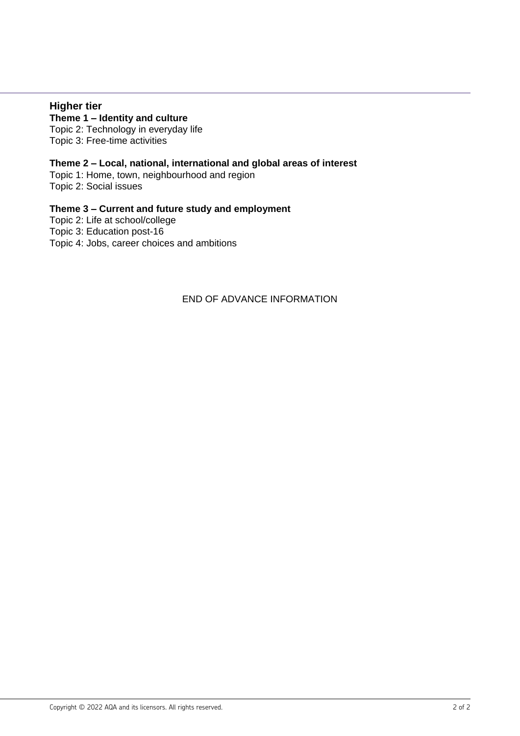## Higher tier

**Theme 1 – Identity and culture**

Topic 2: Technology in everyday life
Topic 3: Free-time activities

**Theme 2 – Local, national, international and global areas of interest**

Topic 1: Home, town, neighbourhood and region
Topic 2: Social issues

**Theme 3 – Current and future study and employment**

Topic 2: Life at school/college
Topic 3: Education post-16
Topic 4: Jobs, career choices and ambitions

END OF ADVANCE INFORMATION

Copyright © 2022 AQA and its licensors. All rights reserved.